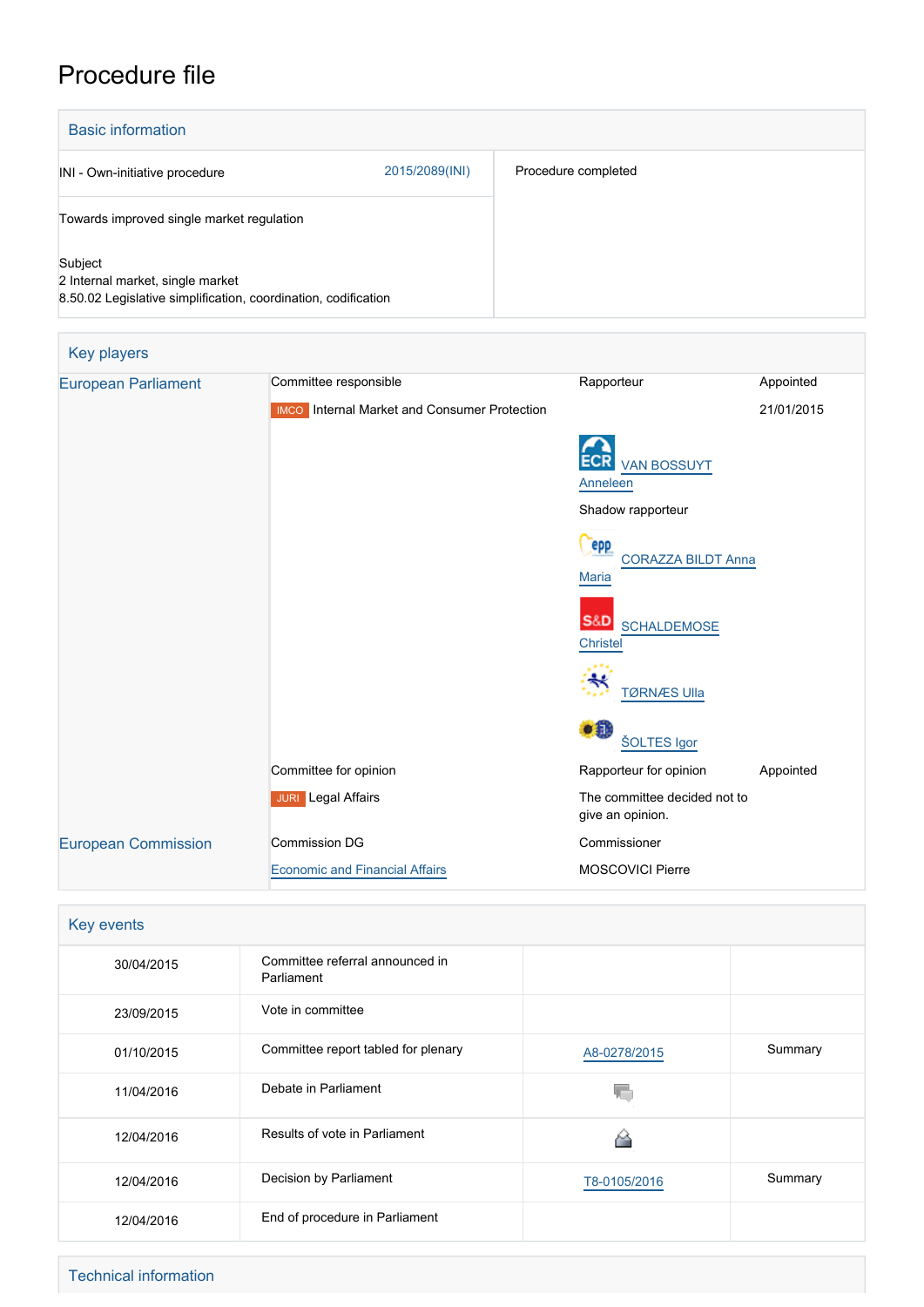# Procedure file

## Basic information

| | | |
|---|---|---|
| INI - Own-initiative procedure | 2015/2089(INI) | Procedure completed |
| Towards improved single market regulation | | |
| Subject<br>2 Internal market, single market<br>8.50.02 Legislative simplification, coordination, codification | | |

## Key players

| | | | |
|---|---|---|---|
| European Parliament | Committee responsible | Rapporteur | Appointed |
| | IMCO Internal Market and Consumer Protection | | 21/01/2015 |
| | | ECR VAN BOSSUYT Anneleen | |
| | | Shadow rapporteur | |
| | | EPP CORAZZA BILDT Anna Maria | |
| | | S&D SCHALDEMOSE Christel | |
| | | TØRNÆS Ulla | |
| | | ŠOLTES Igor | |
| | Committee for opinion | Rapporteur for opinion | Appointed |
| | JURI Legal Affairs | The committee decided not to give an opinion. | |
| European Commission | Commission DG | Commissioner | |
| | Economic and Financial Affairs | MOSCOVICI Pierre | |

## Key events

| | | | |
|---|---|---|---|
| 30/04/2015 | Committee referral announced in Parliament | | |
| 23/09/2015 | Vote in committee | | |
| 01/10/2015 | Committee report tabled for plenary | A8-0278/2015 | Summary |
| 11/04/2016 | Debate in Parliament | | |
| 12/04/2016 | Results of vote in Parliament | | |
| 12/04/2016 | Decision by Parliament | T8-0105/2016 | Summary |
| 12/04/2016 | End of procedure in Parliament | | |

## Technical information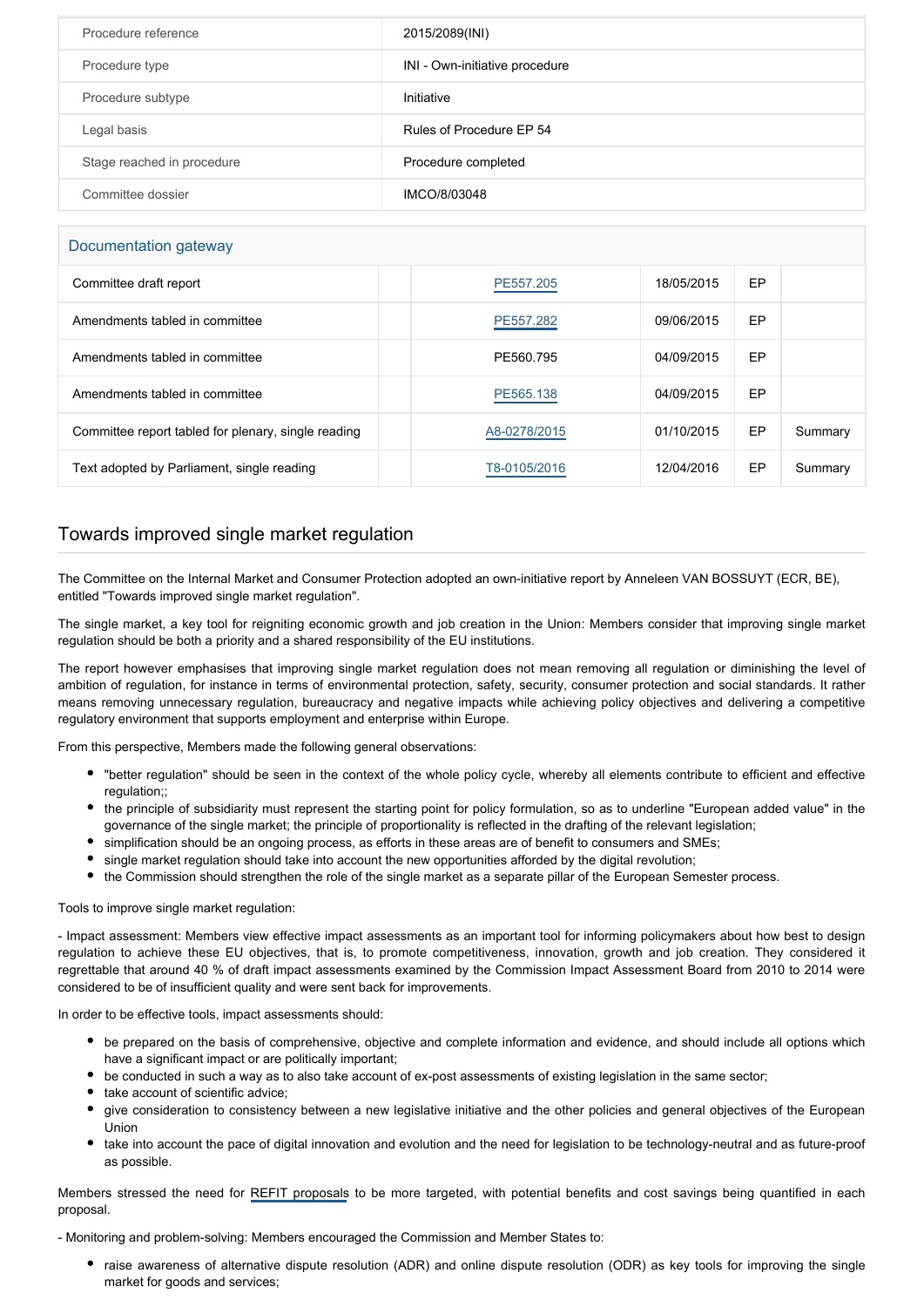| Procedure reference | 2015/2089(INI) |
|---|---|
| Procedure type | INI - Own-initiative procedure |
| Procedure subtype | Initiative |
| Legal basis | Rules of Procedure EP 54 |
| Stage reached in procedure | Procedure completed |
| Committee dossier | IMCO/8/03048 |

## Documentation gateway

| | | | | | |
|---|---|---|---|---|---|
| Committee draft report | | PE557.205 | 18/05/2015 | EP | |
| Amendments tabled in committee | | PE557.282 | 09/06/2015 | EP | |
| Amendments tabled in committee | | PE560.795 | 04/09/2015 | EP | |
| Amendments tabled in committee | | PE565.138 | 04/09/2015 | EP | |
| Committee report tabled for plenary, single reading | | A8-0278/2015 | 01/10/2015 | EP | Summary |
| Text adopted by Parliament, single reading | | T8-0105/2016 | 12/04/2016 | EP | Summary |

## Towards improved single market regulation

The Committee on the Internal Market and Consumer Protection adopted an own-initiative report by Anneleen VAN BOSSUYT (ECR, BE), entitled "Towards improved single market regulation".

The single market, a key tool for reigniting economic growth and job creation in the Union: Members consider that improving single market regulation should be both a priority and a shared responsibility of the EU institutions.

The report however emphasises that improving single market regulation does not mean removing all regulation or diminishing the level of ambition of regulation, for instance in terms of environmental protection, safety, security, consumer protection and social standards. It rather means removing unnecessary regulation, bureaucracy and negative impacts while achieving policy objectives and delivering a competitive regulatory environment that supports employment and enterprise within Europe.

From this perspective, Members made the following general observations:

- "better regulation" should be seen in the context of the whole policy cycle, whereby all elements contribute to efficient and effective regulation;;
- the principle of subsidiarity must represent the starting point for policy formulation, so as to underline "European added value" in the governance of the single market; the principle of proportionality is reflected in the drafting of the relevant legislation;
- simplification should be an ongoing process, as efforts in these areas are of benefit to consumers and SMEs;
- single market regulation should take into account the new opportunities afforded by the digital revolution;
- the Commission should strengthen the role of the single market as a separate pillar of the European Semester process.

Tools to improve single market regulation:

- Impact assessment: Members view effective impact assessments as an important tool for informing policymakers about how best to design regulation to achieve these EU objectives, that is, to promote competitiveness, innovation, growth and job creation. They considered it regrettable that around 40 % of draft impact assessments examined by the Commission Impact Assessment Board from 2010 to 2014 were considered to be of insufficient quality and were sent back for improvements.

In order to be effective tools, impact assessments should:

- be prepared on the basis of comprehensive, objective and complete information and evidence, and should include all options which have a significant impact or are politically important;
- be conducted in such a way as to also take account of ex-post assessments of existing legislation in the same sector;
- take account of scientific advice;
- give consideration to consistency between a new legislative initiative and the other policies and general objectives of the European Union
- take into account the pace of digital innovation and evolution and the need for legislation to be technology-neutral and as future-proof as possible.

Members stressed the need for REFIT proposals to be more targeted, with potential benefits and cost savings being quantified in each proposal.

- Monitoring and problem-solving: Members encouraged the Commission and Member States to:

- raise awareness of alternative dispute resolution (ADR) and online dispute resolution (ODR) as key tools for improving the single market for goods and services;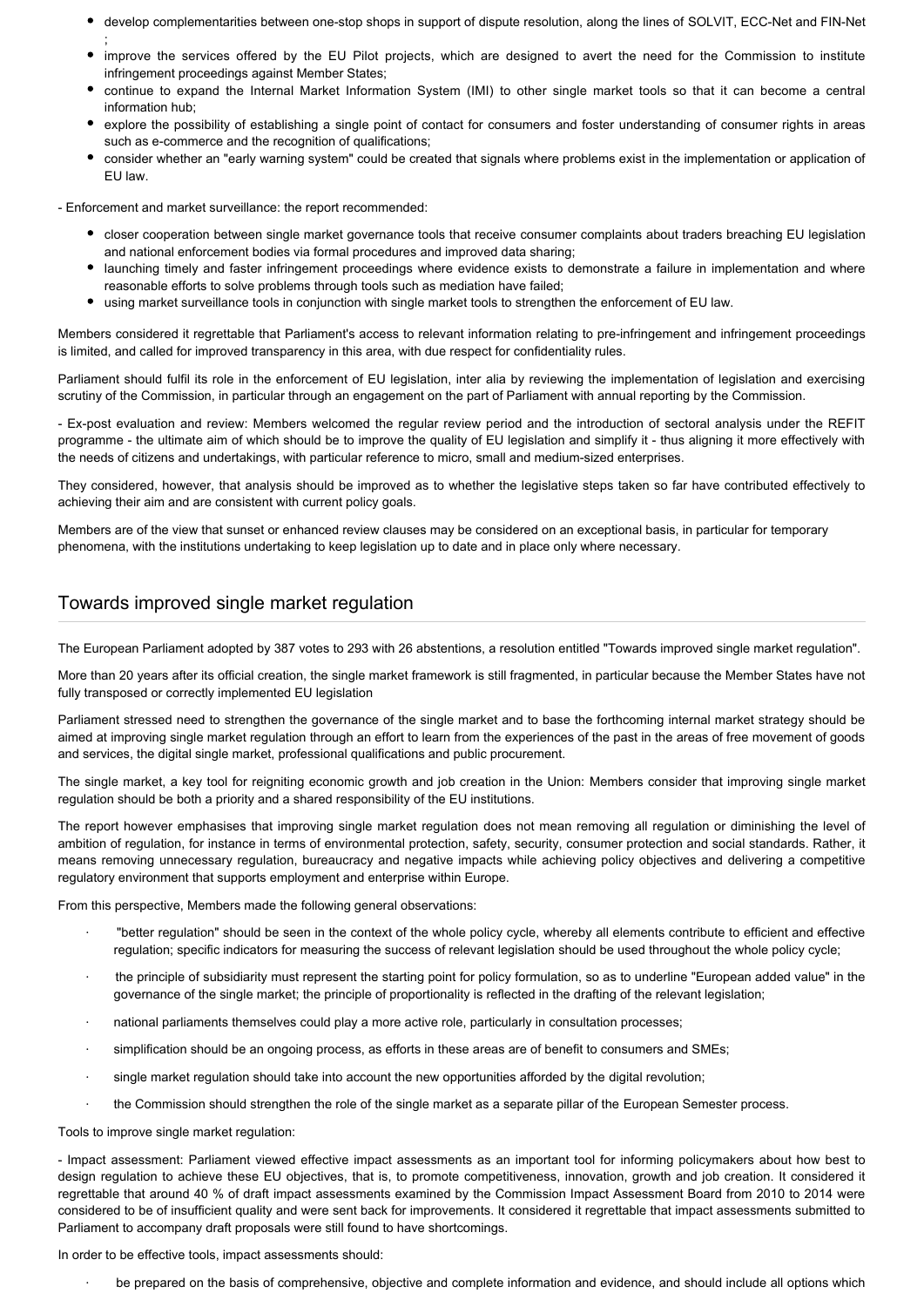- develop complementarities between one-stop shops in support of dispute resolution, along the lines of SOLVIT, ECC-Net and FIN-Net ;
- improve the services offered by the EU Pilot projects, which are designed to avert the need for the Commission to institute infringement proceedings against Member States;
- continue to expand the Internal Market Information System (IMI) to other single market tools so that it can become a central information hub;
- explore the possibility of establishing a single point of contact for consumers and foster understanding of consumer rights in areas such as e-commerce and the recognition of qualifications;
- consider whether an "early warning system" could be created that signals where problems exist in the implementation or application of EU law.

- Enforcement and market surveillance: the report recommended:

- closer cooperation between single market governance tools that receive consumer complaints about traders breaching EU legislation and national enforcement bodies via formal procedures and improved data sharing;
- launching timely and faster infringement proceedings where evidence exists to demonstrate a failure in implementation and where reasonable efforts to solve problems through tools such as mediation have failed;
- using market surveillance tools in conjunction with single market tools to strengthen the enforcement of EU law.

Members considered it regrettable that Parliament's access to relevant information relating to pre-infringement and infringement proceedings is limited, and called for improved transparency in this area, with due respect for confidentiality rules.

Parliament should fulfil its role in the enforcement of EU legislation, inter alia by reviewing the implementation of legislation and exercising scrutiny of the Commission, in particular through an engagement on the part of Parliament with annual reporting by the Commission.

- Ex-post evaluation and review: Members welcomed the regular review period and the introduction of sectoral analysis under the REFIT programme - the ultimate aim of which should be to improve the quality of EU legislation and simplify it - thus aligning it more effectively with the needs of citizens and undertakings, with particular reference to micro, small and medium-sized enterprises.

They considered, however, that analysis should be improved as to whether the legislative steps taken so far have contributed effectively to achieving their aim and are consistent with current policy goals.

Members are of the view that sunset or enhanced review clauses may be considered on an exceptional basis, in particular for temporary phenomena, with the institutions undertaking to keep legislation up to date and in place only where necessary.

## Towards improved single market regulation

The European Parliament adopted by 387 votes to 293 with 26 abstentions, a resolution entitled "Towards improved single market regulation".

More than 20 years after its official creation, the single market framework is still fragmented, in particular because the Member States have not fully transposed or correctly implemented EU legislation

Parliament stressed need to strengthen the governance of the single market and to base the forthcoming internal market strategy should be aimed at improving single market regulation through an effort to learn from the experiences of the past in the areas of free movement of goods and services, the digital single market, professional qualifications and public procurement.

The single market, a key tool for reigniting economic growth and job creation in the Union: Members consider that improving single market regulation should be both a priority and a shared responsibility of the EU institutions.

The report however emphasises that improving single market regulation does not mean removing all regulation or diminishing the level of ambition of regulation, for instance in terms of environmental protection, safety, security, consumer protection and social standards. Rather, it means removing unnecessary regulation, bureaucracy and negative impacts while achieving policy objectives and delivering a competitive regulatory environment that supports employment and enterprise within Europe.

From this perspective, Members made the following general observations:

- "better regulation" should be seen in the context of the whole policy cycle, whereby all elements contribute to efficient and effective regulation; specific indicators for measuring the success of relevant legislation should be used throughout the whole policy cycle;
- the principle of subsidiarity must represent the starting point for policy formulation, so as to underline "European added value" in the governance of the single market; the principle of proportionality is reflected in the drafting of the relevant legislation;
- national parliaments themselves could play a more active role, particularly in consultation processes;
- simplification should be an ongoing process, as efforts in these areas are of benefit to consumers and SMEs;
- single market regulation should take into account the new opportunities afforded by the digital revolution;
- the Commission should strengthen the role of the single market as a separate pillar of the European Semester process.

Tools to improve single market regulation:

- Impact assessment: Parliament viewed effective impact assessments as an important tool for informing policymakers about how best to design regulation to achieve these EU objectives, that is, to promote competitiveness, innovation, growth and job creation. It considered it regrettable that around 40 % of draft impact assessments examined by the Commission Impact Assessment Board from 2010 to 2014 were considered to be of insufficient quality and were sent back for improvements. It considered it regrettable that impact assessments submitted to Parliament to accompany draft proposals were still found to have shortcomings.

In order to be effective tools, impact assessments should:

- be prepared on the basis of comprehensive, objective and complete information and evidence, and should include all options which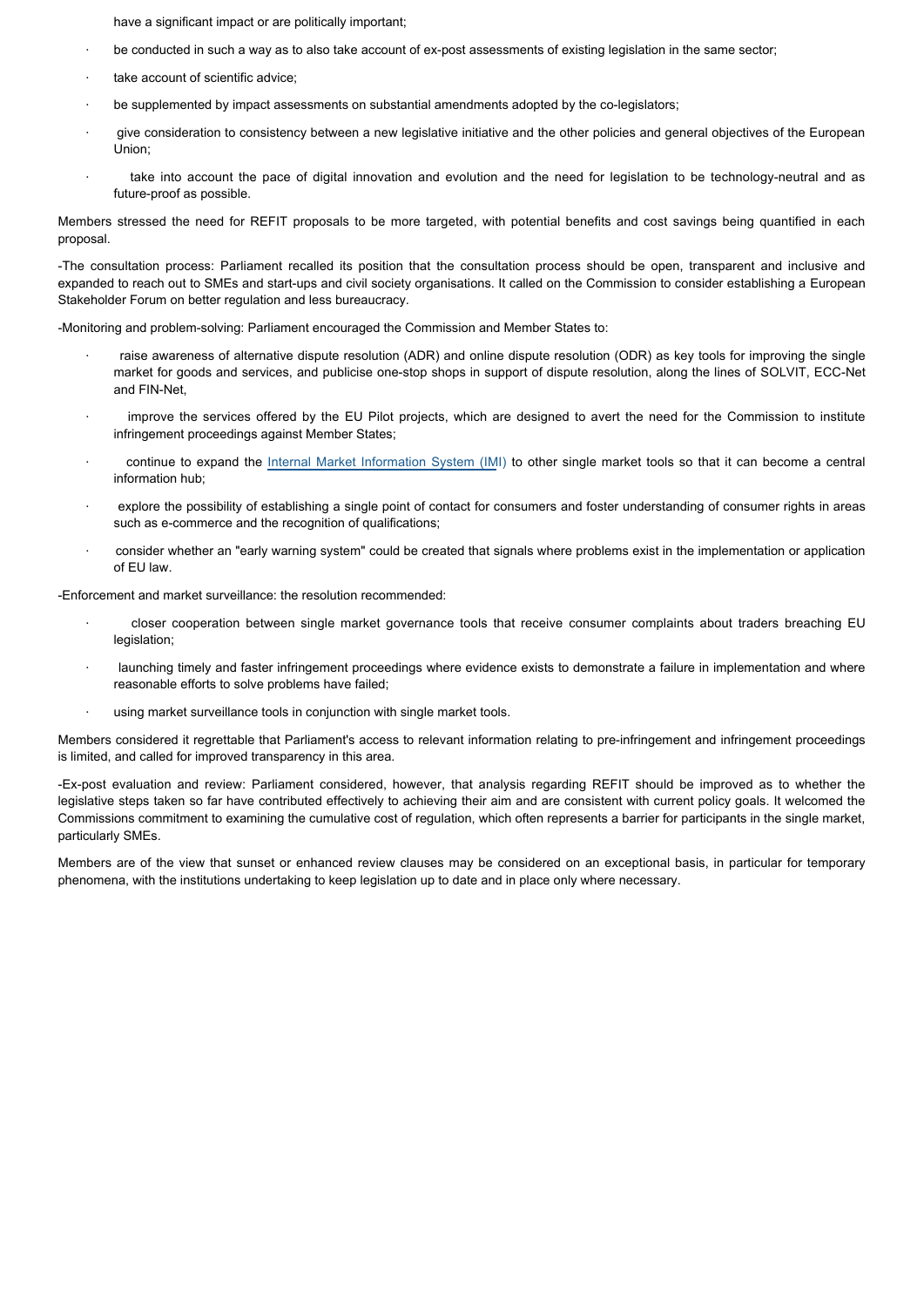have a significant impact or are politically important;

- be conducted in such a way as to also take account of ex-post assessments of existing legislation in the same sector;
- take account of scientific advice;
- be supplemented by impact assessments on substantial amendments adopted by the co-legislators;
- give consideration to consistency between a new legislative initiative and the other policies and general objectives of the European Union;
- take into account the pace of digital innovation and evolution and the need for legislation to be technology-neutral and as future-proof as possible.

Members stressed the need for REFIT proposals to be more targeted, with potential benefits and cost savings being quantified in each proposal.

-The consultation process: Parliament recalled its position that the consultation process should be open, transparent and inclusive and expanded to reach out to SMEs and start-ups and civil society organisations. It called on the Commission to consider establishing a European Stakeholder Forum on better regulation and less bureaucracy.

-Monitoring and problem-solving: Parliament encouraged the Commission and Member States to:

- raise awareness of alternative dispute resolution (ADR) and online dispute resolution (ODR) as key tools for improving the single market for goods and services, and publicise one-stop shops in support of dispute resolution, along the lines of SOLVIT, ECC-Net and FIN-Net,
- improve the services offered by the EU Pilot projects, which are designed to avert the need for the Commission to institute infringement proceedings against Member States;
- continue to expand the Internal Market Information System (IMI) to other single market tools so that it can become a central information hub;
- explore the possibility of establishing a single point of contact for consumers and foster understanding of consumer rights in areas such as e-commerce and the recognition of qualifications;
- consider whether an "early warning system" could be created that signals where problems exist in the implementation or application of EU law.

-Enforcement and market surveillance: the resolution recommended:

- closer cooperation between single market governance tools that receive consumer complaints about traders breaching EU legislation;
- launching timely and faster infringement proceedings where evidence exists to demonstrate a failure in implementation and where reasonable efforts to solve problems have failed;
- using market surveillance tools in conjunction with single market tools.

Members considered it regrettable that Parliament's access to relevant information relating to pre-infringement and infringement proceedings is limited, and called for improved transparency in this area.

-Ex-post evaluation and review: Parliament considered, however, that analysis regarding REFIT should be improved as to whether the legislative steps taken so far have contributed effectively to achieving their aim and are consistent with current policy goals. It welcomed the Commissions commitment to examining the cumulative cost of regulation, which often represents a barrier for participants in the single market, particularly SMEs.

Members are of the view that sunset or enhanced review clauses may be considered on an exceptional basis, in particular for temporary phenomena, with the institutions undertaking to keep legislation up to date and in place only where necessary.